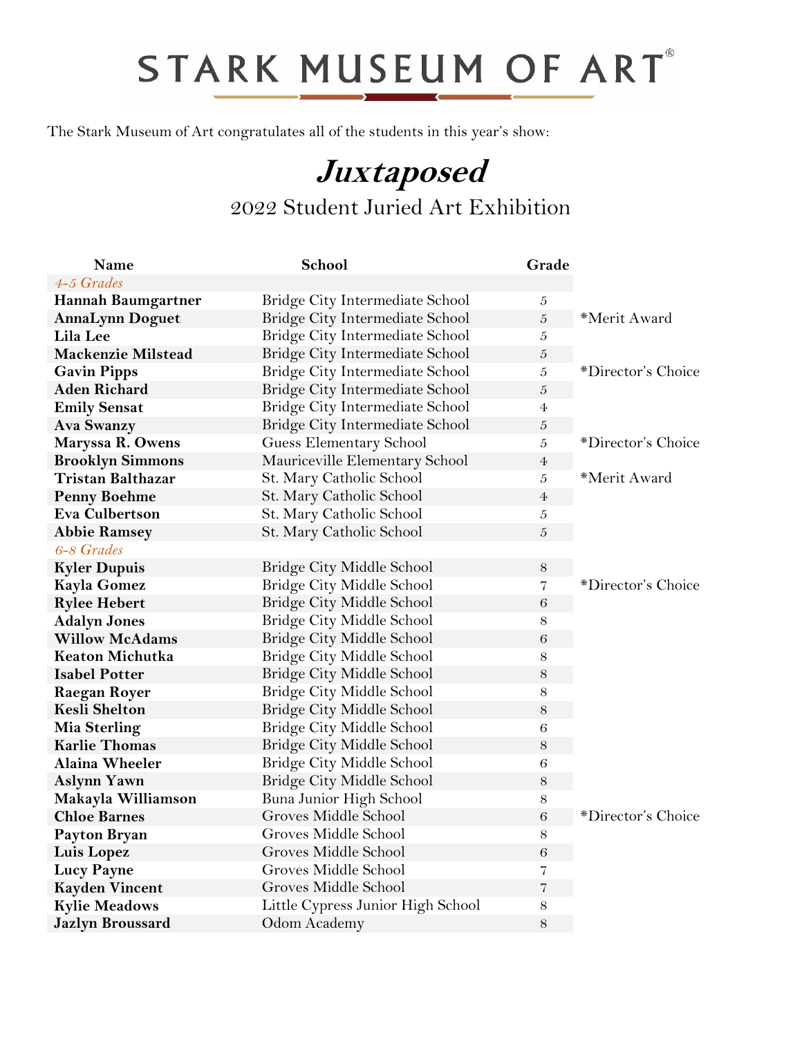# STARK MUSEUM OF ART®

The Stark Museum of Art congratulates all of the students in this year's show:

## *Juxtaposed*

### 2022 Student Juried Art Exhibition

| Name | School | Grade | |
|---|---|---|---|
| *4-5 Grades* | | | |
| **Hannah Baumgartner** | Bridge City Intermediate School | 5 | |
| **AnnaLynn Doguet** | Bridge City Intermediate School | 5 | *Merit Award |
| **Lila Lee** | Bridge City Intermediate School | 5 | |
| **Mackenzie Milstead** | Bridge City Intermediate School | 5 | |
| **Gavin Pipps** | Bridge City Intermediate School | 5 | *Director's Choice |
| **Aden Richard** | Bridge City Intermediate School | 5 | |
| **Emily Sensat** | Bridge City Intermediate School | 4 | |
| **Ava Swanzy** | Bridge City Intermediate School | 5 | |
| **Maryssa R. Owens** | Guess Elementary School | 5 | *Director's Choice |
| **Brooklyn Simmons** | Mauriceville Elementary School | 4 | |
| **Tristan Balthazar** | St. Mary Catholic School | 5 | *Merit Award |
| **Penny Boehme** | St. Mary Catholic School | 4 | |
| **Eva Culbertson** | St. Mary Catholic School | 5 | |
| **Abbie Ramsey** | St. Mary Catholic School | 5 | |
| *6-8 Grades* | | | |
| **Kyler Dupuis** | Bridge City Middle School | 8 | |
| **Kayla Gomez** | Bridge City Middle School | 7 | *Director's Choice |
| **Rylee Hebert** | Bridge City Middle School | 6 | |
| **Adalyn Jones** | Bridge City Middle School | 8 | |
| **Willow McAdams** | Bridge City Middle School | 6 | |
| **Keaton Michutka** | Bridge City Middle School | 8 | |
| **Isabel Potter** | Bridge City Middle School | 8 | |
| **Raegan Royer** | Bridge City Middle School | 8 | |
| **Kesli Shelton** | Bridge City Middle School | 8 | |
| **Mia Sterling** | Bridge City Middle School | 6 | |
| **Karlie Thomas** | Bridge City Middle School | 8 | |
| **Alaina Wheeler** | Bridge City Middle School | 6 | |
| **Aslynn Yawn** | Bridge City Middle School | 8 | |
| **Makayla Williamson** | Buna Junior High School | 8 | |
| **Chloe Barnes** | Groves Middle School | 6 | *Director's Choice |
| **Payton Bryan** | Groves Middle School | 8 | |
| **Luis Lopez** | Groves Middle School | 6 | |
| **Lucy Payne** | Groves Middle School | 7 | |
| **Kayden Vincent** | Groves Middle School | 7 | |
| **Kylie Meadows** | Little Cypress Junior High School | 8 | |
| **Jazlyn Broussard** | Odom Academy | 8 | |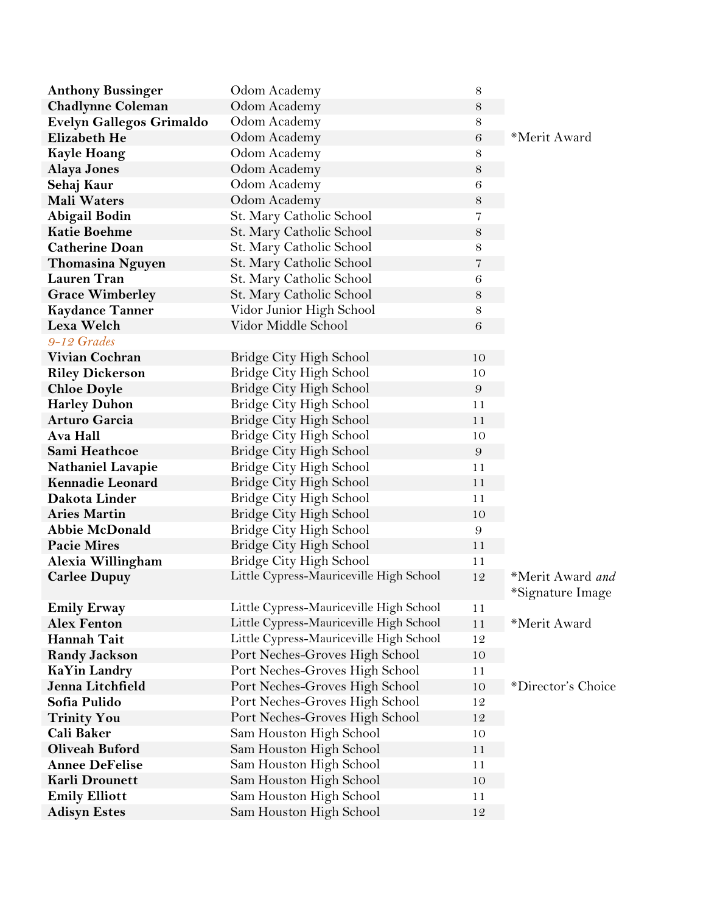| | | | |
|---|---|---|---|
| **Anthony Bussinger** | Odom Academy | 8 | |
| **Chadlynne Coleman** | Odom Academy | 8 | |
| **Evelyn Gallegos Grimaldo** | Odom Academy | 8 | |
| **Elizabeth He** | Odom Academy | 6 | *Merit Award |
| **Kayle Hoang** | Odom Academy | 8 | |
| **Alaya Jones** | Odom Academy | 8 | |
| **Sehaj Kaur** | Odom Academy | 6 | |
| **Mali Waters** | Odom Academy | 8 | |
| **Abigail Bodin** | St. Mary Catholic School | 7 | |
| **Katie Boehme** | St. Mary Catholic School | 8 | |
| **Catherine Doan** | St. Mary Catholic School | 8 | |
| **Thomasina Nguyen** | St. Mary Catholic School | 7 | |
| **Lauren Tran** | St. Mary Catholic School | 6 | |
| **Grace Wimberley** | St. Mary Catholic School | 8 | |
| **Kaydance Tanner** | Vidor Junior High School | 8 | |
| **Lexa Welch** | Vidor Middle School | 6 | |
| *9-12 Grades* | | | |
| **Vivian Cochran** | Bridge City High School | 10 | |
| **Riley Dickerson** | Bridge City High School | 10 | |
| **Chloe Doyle** | Bridge City High School | 9 | |
| **Harley Duhon** | Bridge City High School | 11 | |
| **Arturo Garcia** | Bridge City High School | 11 | |
| **Ava Hall** | Bridge City High School | 10 | |
| **Sami Heathcoe** | Bridge City High School | 9 | |
| **Nathaniel Lavapie** | Bridge City High School | 11 | |
| **Kennadie Leonard** | Bridge City High School | 11 | |
| **Dakota Linder** | Bridge City High School | 11 | |
| **Aries Martin** | Bridge City High School | 10 | |
| **Abbie McDonald** | Bridge City High School | 9 | |
| **Pacie Mires** | Bridge City High School | 11 | |
| **Alexia Willingham** | Bridge City High School | 11 | |
| **Carlee Dupuy** | Little Cypress-Mauriceville High School | 12 | *Merit Award *and* *Signature Image |
| **Emily Erway** | Little Cypress-Mauriceville High School | 11 | |
| **Alex Fenton** | Little Cypress-Mauriceville High School | 11 | *Merit Award |
| **Hannah Tait** | Little Cypress-Mauriceville High School | 12 | |
| **Randy Jackson** | Port Neches-Groves High School | 10 | |
| **KaYin Landry** | Port Neches-Groves High School | 11 | |
| **Jenna Litchfield** | Port Neches-Groves High School | 10 | *Director's Choice |
| **Sofia Pulido** | Port Neches-Groves High School | 12 | |
| **Trinity You** | Port Neches-Groves High School | 12 | |
| **Cali Baker** | Sam Houston High School | 10 | |
| **Oliveah Buford** | Sam Houston High School | 11 | |
| **Annee DeFelise** | Sam Houston High School | 11 | |
| **Karli Drounett** | Sam Houston High School | 10 | |
| **Emily Elliott** | Sam Houston High School | 11 | |
| **Adisyn Estes** | Sam Houston High School | 12 | |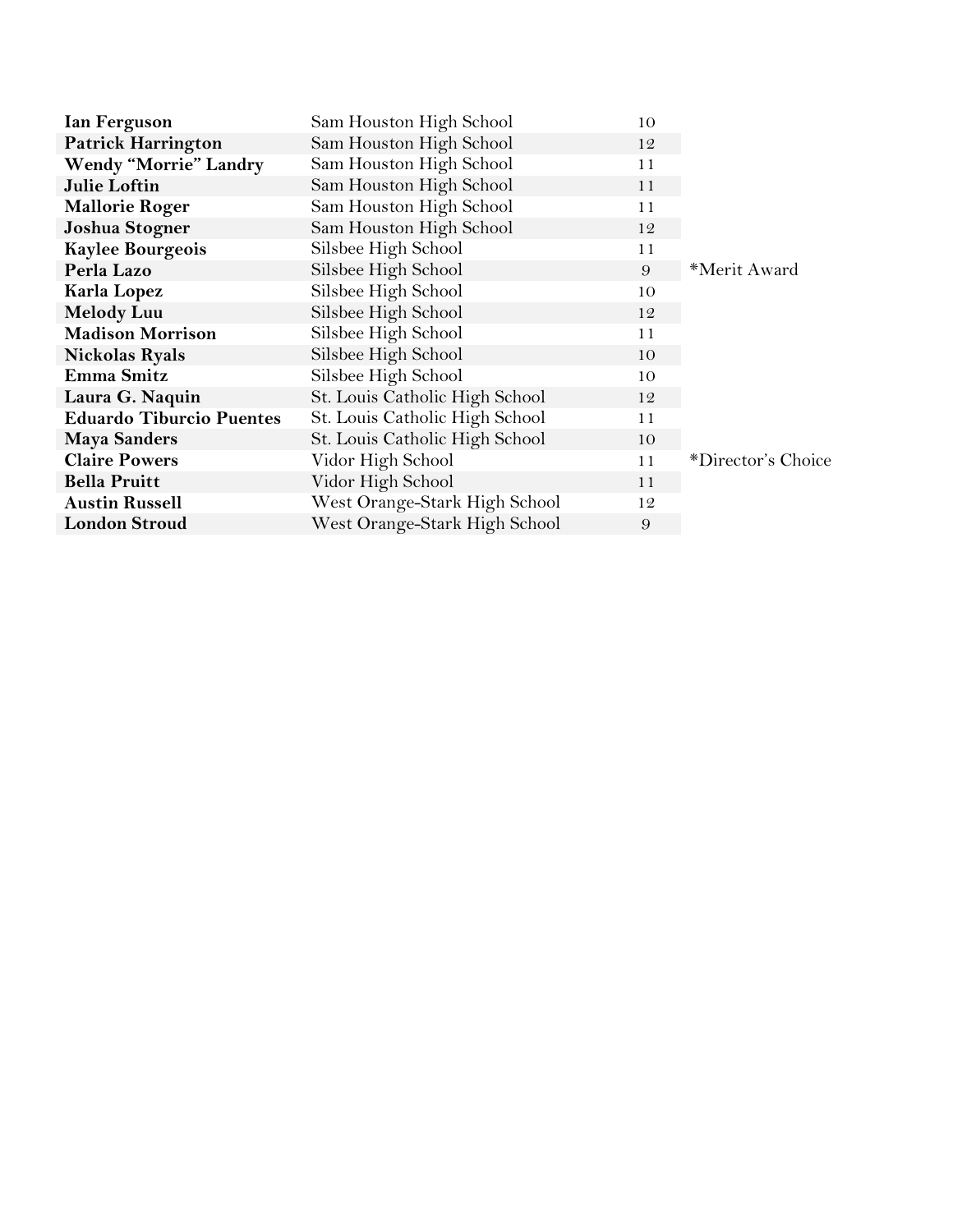| | | | |
|---|---|---|---|
| **Ian Ferguson** | Sam Houston High School | 10 | |
| **Patrick Harrington** | Sam Houston High School | 12 | |
| **Wendy "Morrie" Landry** | Sam Houston High School | 11 | |
| **Julie Loftin** | Sam Houston High School | 11 | |
| **Mallorie Roger** | Sam Houston High School | 11 | |
| **Joshua Stogner** | Sam Houston High School | 12 | |
| **Kaylee Bourgeois** | Silsbee High School | 11 | |
| **Perla Lazo** | Silsbee High School | 9 | *Merit Award |
| **Karla Lopez** | Silsbee High School | 10 | |
| **Melody Luu** | Silsbee High School | 12 | |
| **Madison Morrison** | Silsbee High School | 11 | |
| **Nickolas Ryals** | Silsbee High School | 10 | |
| **Emma Smitz** | Silsbee High School | 10 | |
| **Laura G. Naquin** | St. Louis Catholic High School | 12 | |
| **Eduardo Tiburcio Puentes** | St. Louis Catholic High School | 11 | |
| **Maya Sanders** | St. Louis Catholic High School | 10 | |
| **Claire Powers** | Vidor High School | 11 | *Director's Choice |
| **Bella Pruitt** | Vidor High School | 11 | |
| **Austin Russell** | West Orange-Stark High School | 12 | |
| **London Stroud** | West Orange-Stark High School | 9 | |